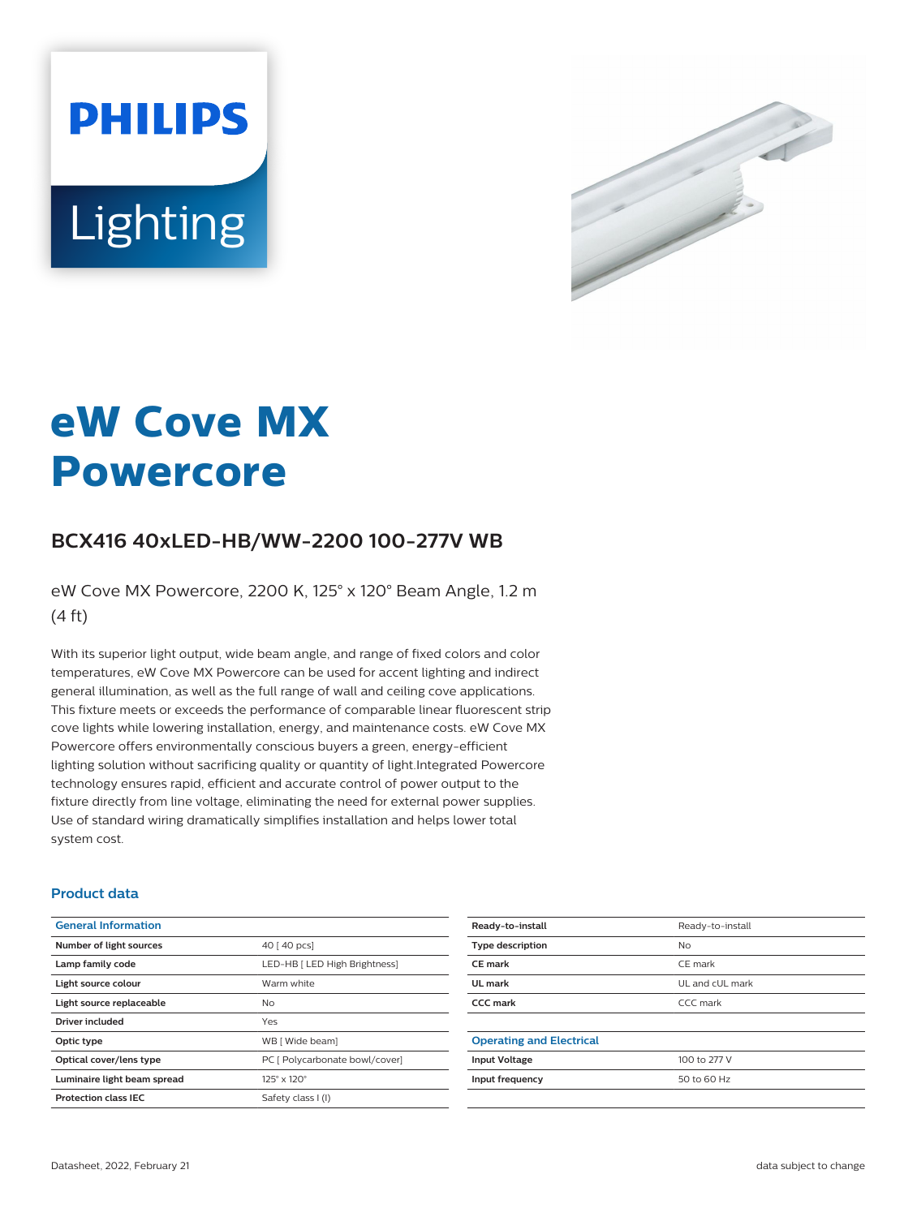# eW Cove MX Powercore

## BCX416 40xLED-HB/WW-2200 100-277V WB

eW Cove MX Powercore, 2200 K, 125° x 120° Beam Angle, 1.2 m (4 ft)

With its superior light output, wide beam angle, and range of fixed colors and color temperatures, eW Cove MX Powercore can be used for accent lighting and indirect general illumination, as well as the full range of wall and ceiling cove applications. This fixture meets or exceeds the performance of comparable linear fluorescent strip cove lights while lowering installation, energy, and maintenance costs. eW Cove MX Powercore offers environmentally conscious buyers a green, energy-efficient lighting solution without sacrificing quality or quantity of light.Integrated Powercore technology ensures rapid, efficient and accurate control of power output to the fixture directly from line voltage, eliminating the need for external power supplies. Use of standard wiring dramatically simplifies installation and helps lower total system cost.

### Product data

| General Information | |
|---|---|
| Number of light sources | 40 [ 40 pcs] |
| Lamp family code | LED-HB [ LED High Brightness] |
| Light source colour | Warm white |
| Light source replaceable | No |
| Driver included | Yes |
| Optic type | WB [ Wide beam] |
| Optical cover/lens type | PC [ Polycarbonate bowl/cover] |
| Luminaire light beam spread | 125° x 120° |
| Protection class IEC | Safety class I (I) |
| Ready-to-install | Ready-to-install |
| Type description | No |
| CE mark | CE mark |
| UL mark | UL and cUL mark |
| CCC mark | CCC mark |

| Operating and Electrical | |
|---|---|
| Input Voltage | 100 to 277 V |
| Input frequency | 50 to 60 Hz |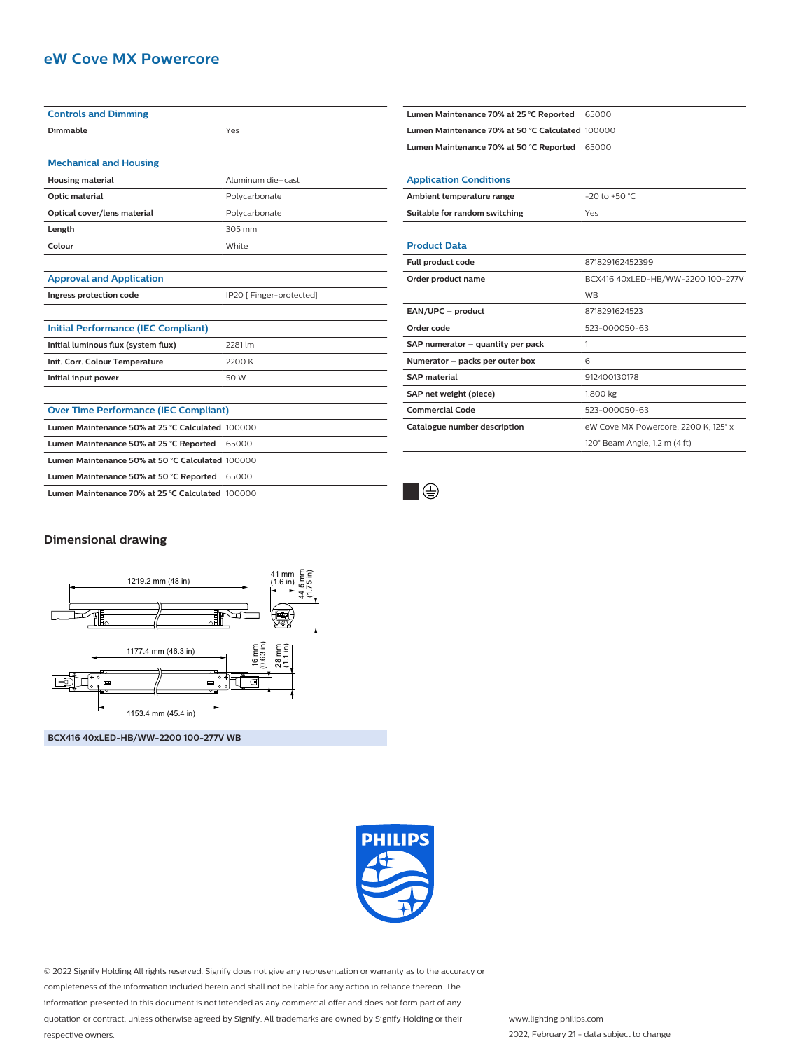# eW Cove MX Powercore

| Controls and Dimming | |
|---|---|
| Dimmable | Yes |

| Mechanical and Housing | |
|---|---|
| Housing material | Aluminum die-cast |
| Optic material | Polycarbonate |
| Optical cover/lens material | Polycarbonate |
| Length | 305 mm |
| Colour | White |

| Approval and Application | |
|---|---|
| Ingress protection code | IP20 [ Finger-protected] |

| Initial Performance (IEC Compliant) | |
|---|---|
| Initial luminous flux (system flux) | 2281 lm |
| Init. Corr. Colour Temperature | 2200 K |
| Initial input power | 50 W |

| Over Time Performance (IEC Compliant) | |
|---|---|
| Lumen Maintenance 50% at 25 °C Calculated | 100000 |
| Lumen Maintenance 50% at 25 °C Reported | 65000 |
| Lumen Maintenance 50% at 50 °C Calculated | 100000 |
| Lumen Maintenance 50% at 50 °C Reported | 65000 |
| Lumen Maintenance 70% at 25 °C Calculated | 100000 |
| Lumen Maintenance 70% at 25 °C Reported | 65000 |
| Lumen Maintenance 70% at 50 °C Calculated | 100000 |
| Lumen Maintenance 70% at 50 °C Reported | 65000 |

| Application Conditions | |
|---|---|
| Ambient temperature range | -20 to +50 °C |
| Suitable for random switching | Yes |

| Product Data | |
|---|---|
| Full product code | 871829162452399 |
| Order product name | BCX416 40xLED-HB/WW-2200 100-277V WB |
| EAN/UPC – product | 8718291624523 |
| Order code | 523-000050-63 |
| SAP numerator – quantity per pack | 1 |
| Numerator – packs per outer box | 6 |
| SAP material | 912400130178 |
| SAP net weight (piece) | 1.800 kg |
| Commercial Code | 523-000050-63 |
| Catalogue number description | eW Cove MX Powercore, 2200 K, 125° x 120° Beam Angle, 1.2 m (4 ft) |

## Dimensional drawing

1219.2 mm (48 in)
41 mm (1.6 in)
44.5 mm (1.75 in)
1177.4 mm (46.3 in)
16 mm (0.63 in)
28 mm (1.1 in)
1153.4 mm (45.4 in)

**BCX416 40xLED-HB/WW-2200 100-277V WB**

© 2022 Signify Holding All rights reserved. Signify does not give any representation or warranty as to the accuracy or completeness of the information included herein and shall not be liable for any action in reliance thereon. The information presented in this document is not intended as any commercial offer and does not form part of any quotation or contract, unless otherwise agreed by Signify. All trademarks are owned by Signify Holding or their respective owners.

www.lighting.philips.com

2022, February 21 - data subject to change